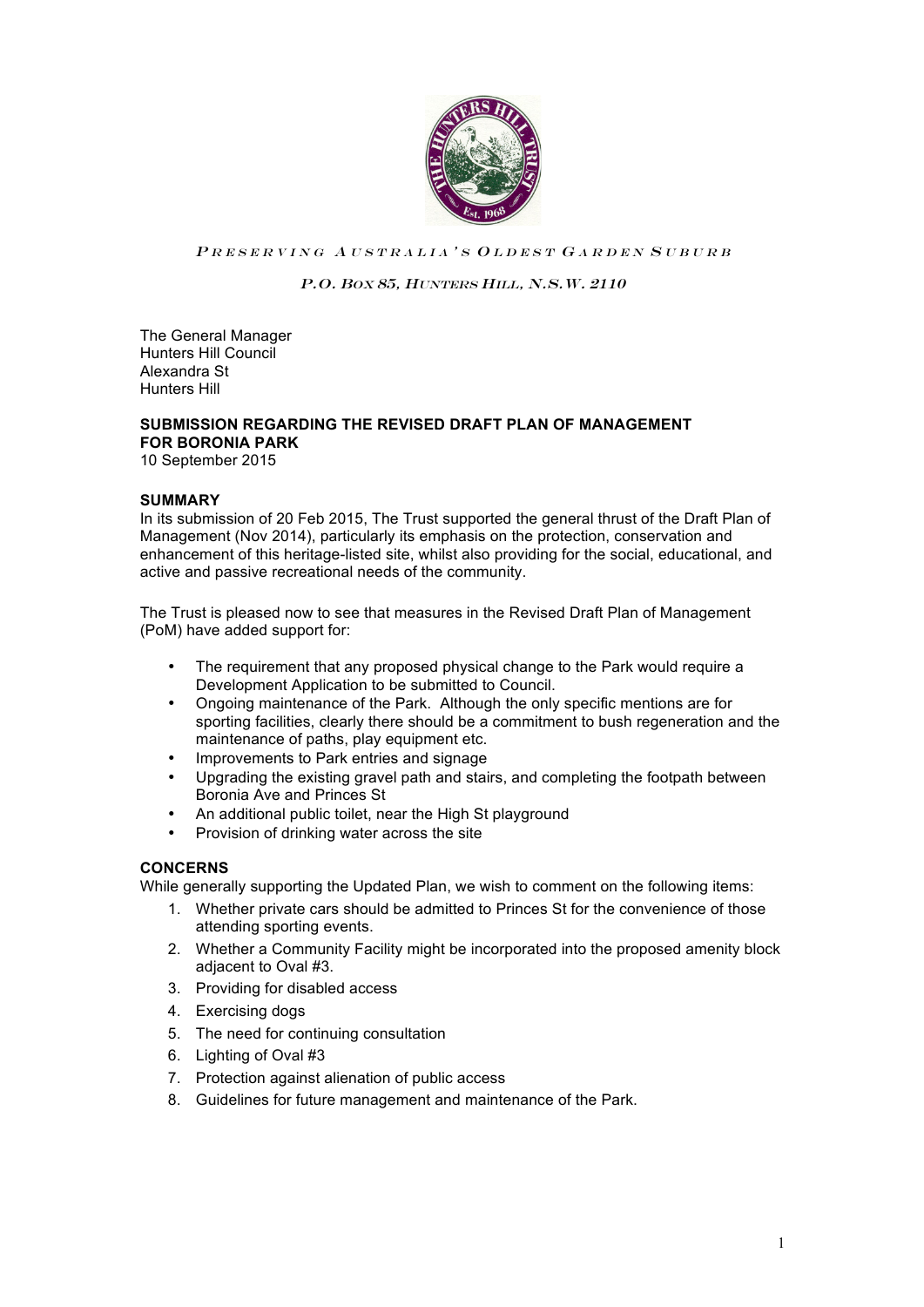*PRESERVING AUSTRALIA'S OLDEST GARDEN SUBURB*

*P.O. BOX 85, HUNTERS HILL, N.S.W. 2110*

The General Manager
Hunters Hill Council
Alexandra St
Hunters Hill

**SUBMISSION REGARDING THE REVISED DRAFT PLAN OF MANAGEMENT FOR BORONIA PARK**
10 September 2015

**SUMMARY**
In its submission of 20 Feb 2015, The Trust supported the general thrust of the Draft Plan of Management (Nov 2014), particularly its emphasis on the protection, conservation and enhancement of this heritage-listed site, whilst also providing for the social, educational, and active and passive recreational needs of the community.

The Trust is pleased now to see that measures in the Revised Draft Plan of Management (PoM) have added support for:

- The requirement that any proposed physical change to the Park would require a Development Application to be submitted to Council.
- Ongoing maintenance of the Park. Although the only specific mentions are for sporting facilities, clearly there should be a commitment to bush regeneration and the maintenance of paths, play equipment etc.
- Improvements to Park entries and signage
- Upgrading the existing gravel path and stairs, and completing the footpath between Boronia Ave and Princes St
- An additional public toilet, near the High St playground
- Provision of drinking water across the site

**CONCERNS**
While generally supporting the Updated Plan, we wish to comment on the following items:

1. Whether private cars should be admitted to Princes St for the convenience of those attending sporting events.
2. Whether a Community Facility might be incorporated into the proposed amenity block adjacent to Oval #3.
3. Providing for disabled access
4. Exercising dogs
5. The need for continuing consultation
6. Lighting of Oval #3
7. Protection against alienation of public access
8. Guidelines for future management and maintenance of the Park.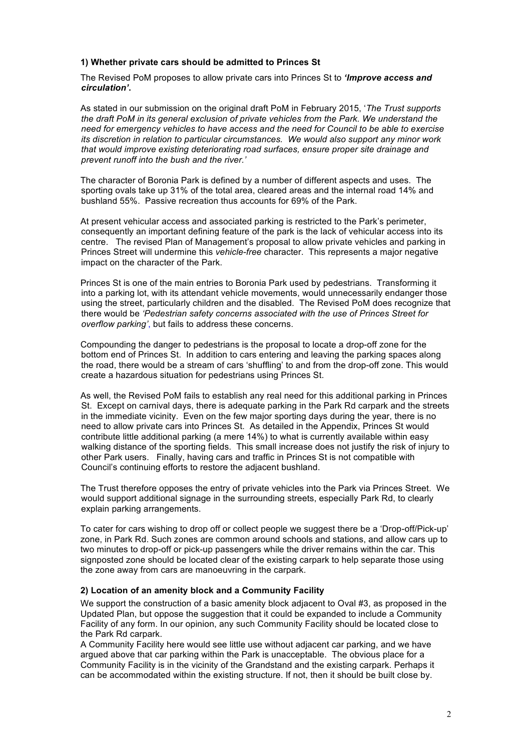**1) Whether private cars should be admitted to Princes St**

The Revised PoM proposes to allow private cars into Princes St to ***'Improve access and circulation'***.

As stated in our submission on the original draft PoM in February 2015, '*The Trust supports the draft PoM in its general exclusion of private vehicles from the Park. We understand the need for emergency vehicles to have access and the need for Council to be able to exercise its discretion in relation to particular circumstances. We would also support any minor work that would improve existing deteriorating road surfaces, ensure proper site drainage and prevent runoff into the bush and the river.*'

The character of Boronia Park is defined by a number of different aspects and uses. The sporting ovals take up 31% of the total area, cleared areas and the internal road 14% and bushland 55%. Passive recreation thus accounts for 69% of the Park.

At present vehicular access and associated parking is restricted to the Park's perimeter, consequently an important defining feature of the park is the lack of vehicular access into its centre. The revised Plan of Management's proposal to allow private vehicles and parking in Princes Street will undermine this *vehicle-free* character. This represents a major negative impact on the character of the Park.

Princes St is one of the main entries to Boronia Park used by pedestrians. Transforming it into a parking lot, with its attendant vehicle movements, would unnecessarily endanger those using the street, particularly children and the disabled. The Revised PoM does recognize that there would be *'Pedestrian safety concerns associated with the use of Princes Street for overflow parking'*, but fails to address these concerns.

Compounding the danger to pedestrians is the proposal to locate a drop-off zone for the bottom end of Princes St. In addition to cars entering and leaving the parking spaces along the road, there would be a stream of cars 'shuffling' to and from the drop-off zone. This would create a hazardous situation for pedestrians using Princes St.

As well, the Revised PoM fails to establish any real need for this additional parking in Princes St. Except on carnival days, there is adequate parking in the Park Rd carpark and the streets in the immediate vicinity. Even on the few major sporting days during the year, there is no need to allow private cars into Princes St. As detailed in the Appendix, Princes St would contribute little additional parking (a mere 14%) to what is currently available within easy walking distance of the sporting fields. This small increase does not justify the risk of injury to other Park users. Finally, having cars and traffic in Princes St is not compatible with Council's continuing efforts to restore the adjacent bushland.

The Trust therefore opposes the entry of private vehicles into the Park via Princes Street. We would support additional signage in the surrounding streets, especially Park Rd, to clearly explain parking arrangements.

To cater for cars wishing to drop off or collect people we suggest there be a 'Drop-off/Pick-up' zone, in Park Rd. Such zones are common around schools and stations, and allow cars up to two minutes to drop-off or pick-up passengers while the driver remains within the car. This signposted zone should be located clear of the existing carpark to help separate those using the zone away from cars are manoeuvring in the carpark.

**2) Location of an amenity block and a Community Facility**

We support the construction of a basic amenity block adjacent to Oval #3, as proposed in the Updated Plan, but oppose the suggestion that it could be expanded to include a Community Facility of any form. In our opinion, any such Community Facility should be located close to the Park Rd carpark.

A Community Facility here would see little use without adjacent car parking, and we have argued above that car parking within the Park is unacceptable. The obvious place for a Community Facility is in the vicinity of the Grandstand and the existing carpark. Perhaps it can be accommodated within the existing structure. If not, then it should be built close by.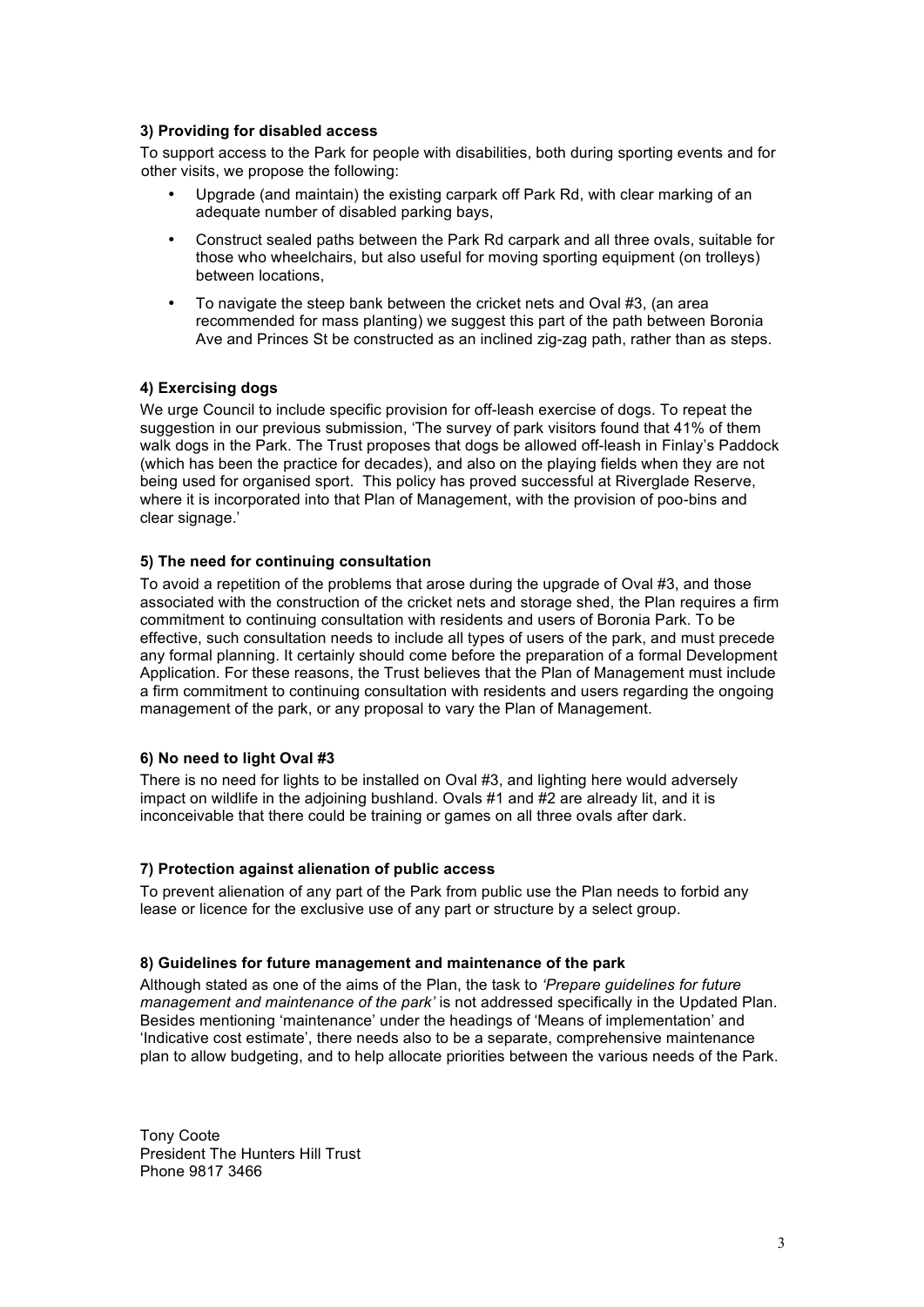**3) Providing for disabled access**

To support access to the Park for people with disabilities, both during sporting events and for other visits, we propose the following:

- Upgrade (and maintain) the existing carpark off Park Rd, with clear marking of an adequate number of disabled parking bays,
- Construct sealed paths between the Park Rd carpark and all three ovals, suitable for those who wheelchairs, but also useful for moving sporting equipment (on trolleys) between locations,
- To navigate the steep bank between the cricket nets and Oval #3, (an area recommended for mass planting) we suggest this part of the path between Boronia Ave and Princes St be constructed as an inclined zig-zag path, rather than as steps.

**4) Exercising dogs**

We urge Council to include specific provision for off-leash exercise of dogs. To repeat the suggestion in our previous submission, 'The survey of park visitors found that 41% of them walk dogs in the Park. The Trust proposes that dogs be allowed off-leash in Finlay's Paddock (which has been the practice for decades), and also on the playing fields when they are not being used for organised sport. This policy has proved successful at Riverglade Reserve, where it is incorporated into that Plan of Management, with the provision of poo-bins and clear signage.'

**5) The need for continuing consultation**

To avoid a repetition of the problems that arose during the upgrade of Oval #3, and those associated with the construction of the cricket nets and storage shed, the Plan requires a firm commitment to continuing consultation with residents and users of Boronia Park. To be effective, such consultation needs to include all types of users of the park, and must precede any formal planning. It certainly should come before the preparation of a formal Development Application. For these reasons, the Trust believes that the Plan of Management must include a firm commitment to continuing consultation with residents and users regarding the ongoing management of the park, or any proposal to vary the Plan of Management.

**6) No need to light Oval #3**

There is no need for lights to be installed on Oval #3, and lighting here would adversely impact on wildlife in the adjoining bushland. Ovals #1 and #2 are already lit, and it is inconceivable that there could be training or games on all three ovals after dark.

**7) Protection against alienation of public access**

To prevent alienation of any part of the Park from public use the Plan needs to forbid any lease or licence for the exclusive use of any part or structure by a select group.

**8) Guidelines for future management and maintenance of the park**

Although stated as one of the aims of the Plan, the task to *'Prepare guidelines for future management and maintenance of the park'* is not addressed specifically in the Updated Plan. Besides mentioning 'maintenance' under the headings of 'Means of implementation' and 'Indicative cost estimate', there needs also to be a separate, comprehensive maintenance plan to allow budgeting, and to help allocate priorities between the various needs of the Park.

Tony Coote
President The Hunters Hill Trust
Phone 9817 3466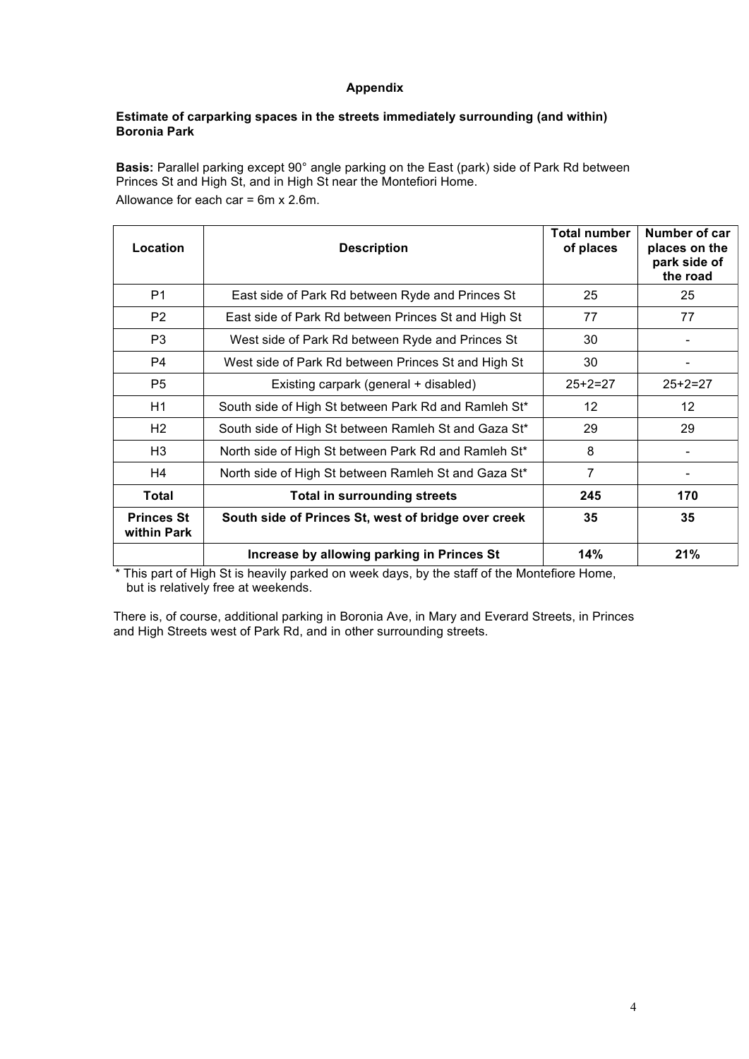## Appendix

**Estimate of carparking spaces in the streets immediately surrounding (and within) Boronia Park**

**Basis:** Parallel parking except 90° angle parking on the East (park) side of Park Rd between Princes St and High St, and in High St near the Montefiori Home.

Allowance for each car = 6m x 2.6m.

| Location | Description | Total number of places | Number of car places on the park side of the road |
|---|---|---|---|
| P1 | East side of Park Rd between Ryde and Princes St | 25 | 25 |
| P2 | East side of Park Rd between Princes St and High St | 77 | 77 |
| P3 | West side of Park Rd between Ryde and Princes St | 30 | - |
| P4 | West side of Park Rd between Princes St and High St | 30 | - |
| P5 | Existing carpark (general + disabled) | 25+2=27 | 25+2=27 |
| H1 | South side of High St between Park Rd and Ramleh St* | 12 | 12 |
| H2 | South side of High St between Ramleh St and Gaza St* | 29 | 29 |
| H3 | North side of High St between Park Rd and Ramleh St* | 8 | - |
| H4 | North side of High St between Ramleh St and Gaza St* | 7 | - |
| **Total** | **Total in surrounding streets** | **245** | **170** |
| **Princes St within Park** | **South side of Princes St, west of bridge over creek** | **35** | **35** |
| | **Increase by allowing parking in Princes St** | **14%** | **21%** |

* This part of High St is heavily parked on week days, by the staff of the Montefiore Home, but is relatively free at weekends.

There is, of course, additional parking in Boronia Ave, in Mary and Everard Streets, in Princes and High Streets west of Park Rd, and in other surrounding streets.